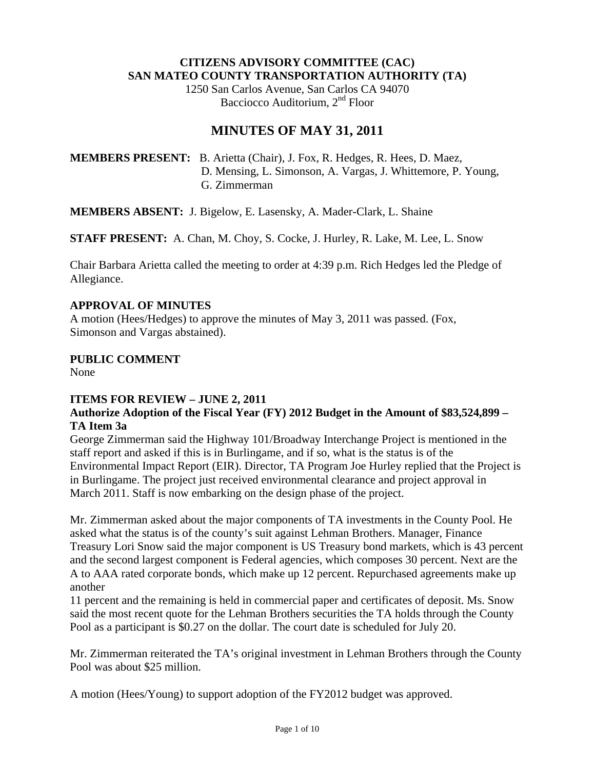**CITIZENS ADVISORY COMMITTEE (CAC)**
**SAN MATEO COUNTY TRANSPORTATION AUTHORITY (TA)**
1250 San Carlos Avenue, San Carlos CA 94070
Bacciocco Auditorium, 2nd Floor

# MINUTES OF MAY 31, 2011

**MEMBERS PRESENT:** B. Arietta (Chair), J. Fox, R. Hedges, R. Hees, D. Maez, D. Mensing, L. Simonson, A. Vargas, J. Whittemore, P. Young, G. Zimmerman

**MEMBERS ABSENT:** J. Bigelow, E. Lasensky, A. Mader-Clark, L. Shaine

**STAFF PRESENT:** A. Chan, M. Choy, S. Cocke, J. Hurley, R. Lake, M. Lee, L. Snow

Chair Barbara Arietta called the meeting to order at 4:39 p.m. Rich Hedges led the Pledge of Allegiance.

**APPROVAL OF MINUTES**
A motion (Hees/Hedges) to approve the minutes of May 3, 2011 was passed. (Fox, Simonson and Vargas abstained).

**PUBLIC COMMENT**
None

**ITEMS FOR REVIEW – JUNE 2, 2011**
**Authorize Adoption of the Fiscal Year (FY) 2012 Budget in the Amount of $83,524,899 – TA Item 3a**
George Zimmerman said the Highway 101/Broadway Interchange Project is mentioned in the staff report and asked if this is in Burlingame, and if so, what is the status is of the Environmental Impact Report (EIR). Director, TA Program Joe Hurley replied that the Project is in Burlingame. The project just received environmental clearance and project approval in March 2011. Staff is now embarking on the design phase of the project.

Mr. Zimmerman asked about the major components of TA investments in the County Pool. He asked what the status is of the county's suit against Lehman Brothers. Manager, Finance Treasury Lori Snow said the major component is US Treasury bond markets, which is 43 percent and the second largest component is Federal agencies, which composes 30 percent. Next are the A to AAA rated corporate bonds, which make up 12 percent. Repurchased agreements make up another 11 percent and the remaining is held in commercial paper and certificates of deposit. Ms. Snow said the most recent quote for the Lehman Brothers securities the TA holds through the County Pool as a participant is $0.27 on the dollar. The court date is scheduled for July 20.

Mr. Zimmerman reiterated the TA's original investment in Lehman Brothers through the County Pool was about $25 million.

A motion (Hees/Young) to support adoption of the FY2012 budget was approved.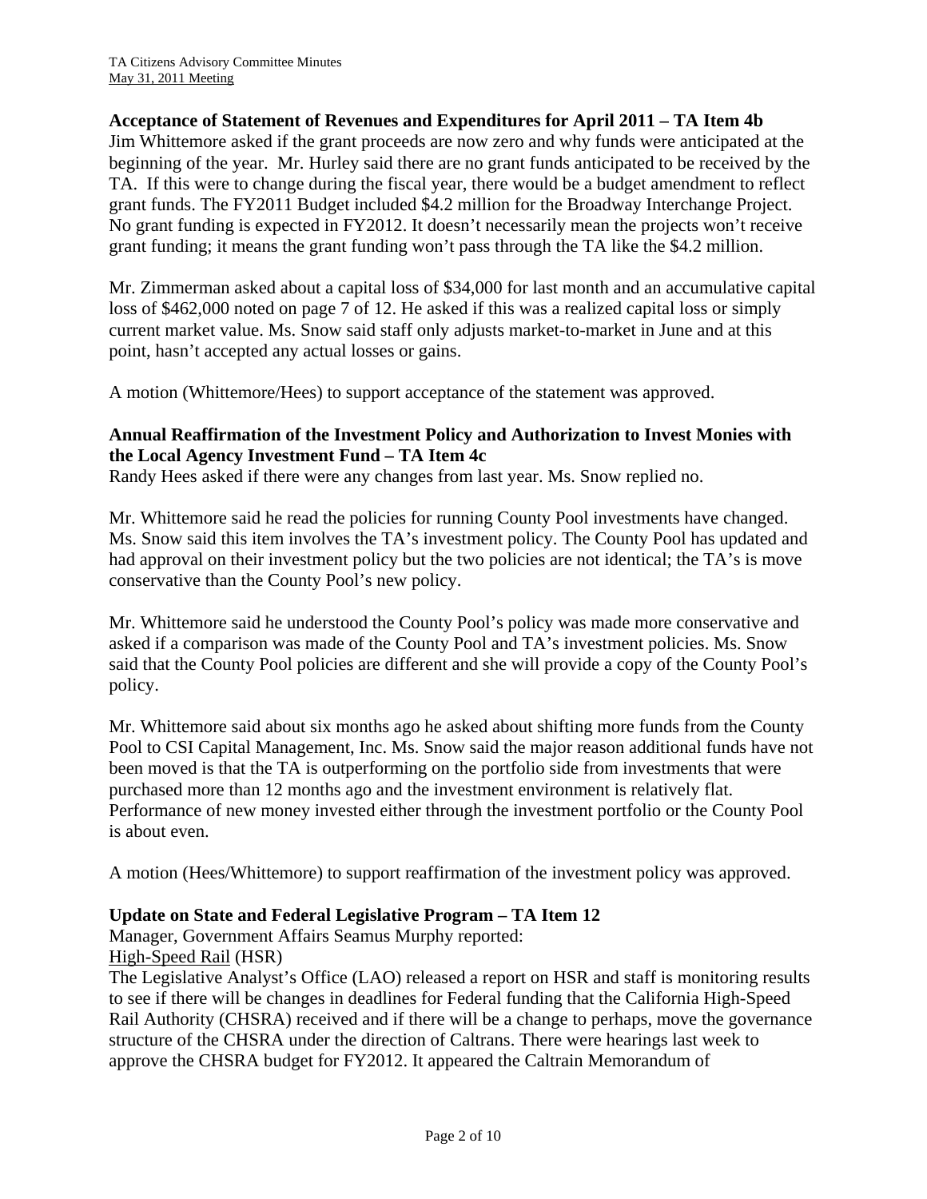**Acceptance of Statement of Revenues and Expenditures for April 2011 – TA Item 4b**

Jim Whittemore asked if the grant proceeds are now zero and why funds were anticipated at the beginning of the year. Mr. Hurley said there are no grant funds anticipated to be received by the TA. If this were to change during the fiscal year, there would be a budget amendment to reflect grant funds. The FY2011 Budget included $4.2 million for the Broadway Interchange Project. No grant funding is expected in FY2012. It doesn't necessarily mean the projects won't receive grant funding; it means the grant funding won't pass through the TA like the $4.2 million.

Mr. Zimmerman asked about a capital loss of $34,000 for last month and an accumulative capital loss of $462,000 noted on page 7 of 12. He asked if this was a realized capital loss or simply current market value. Ms. Snow said staff only adjusts market-to-market in June and at this point, hasn't accepted any actual losses or gains.

A motion (Whittemore/Hees) to support acceptance of the statement was approved.

**Annual Reaffirmation of the Investment Policy and Authorization to Invest Monies with the Local Agency Investment Fund – TA Item 4c**

Randy Hees asked if there were any changes from last year. Ms. Snow replied no.

Mr. Whittemore said he read the policies for running County Pool investments have changed. Ms. Snow said this item involves the TA's investment policy. The County Pool has updated and had approval on their investment policy but the two policies are not identical; the TA's is move conservative than the County Pool's new policy.

Mr. Whittemore said he understood the County Pool's policy was made more conservative and asked if a comparison was made of the County Pool and TA's investment policies. Ms. Snow said that the County Pool policies are different and she will provide a copy of the County Pool's policy.

Mr. Whittemore said about six months ago he asked about shifting more funds from the County Pool to CSI Capital Management, Inc. Ms. Snow said the major reason additional funds have not been moved is that the TA is outperforming on the portfolio side from investments that were purchased more than 12 months ago and the investment environment is relatively flat. Performance of new money invested either through the investment portfolio or the County Pool is about even.

A motion (Hees/Whittemore) to support reaffirmation of the investment policy was approved.

**Update on State and Federal Legislative Program – TA Item 12**

Manager, Government Affairs Seamus Murphy reported:

High-Speed Rail (HSR)

The Legislative Analyst's Office (LAO) released a report on HSR and staff is monitoring results to see if there will be changes in deadlines for Federal funding that the California High-Speed Rail Authority (CHSRA) received and if there will be a change to perhaps, move the governance structure of the CHSRA under the direction of Caltrans. There were hearings last week to approve the CHSRA budget for FY2012. It appeared the Caltrain Memorandum of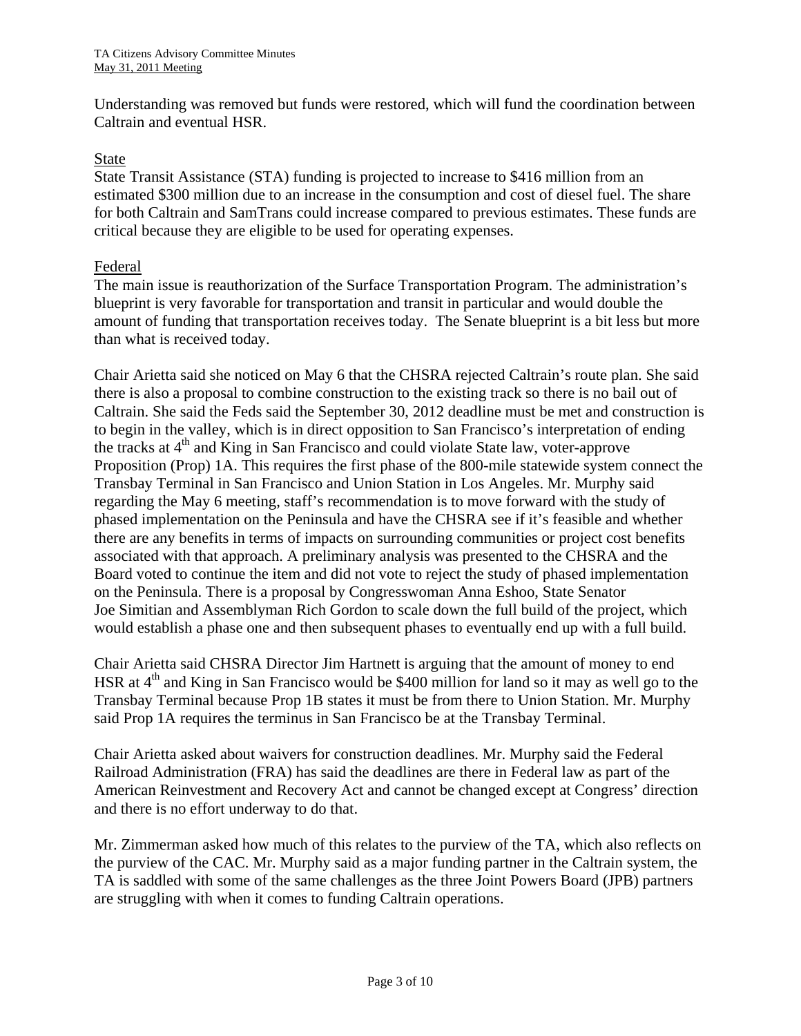Understanding was removed but funds were restored, which will fund the coordination between Caltrain and eventual HSR.

State

State Transit Assistance (STA) funding is projected to increase to $416 million from an estimated $300 million due to an increase in the consumption and cost of diesel fuel. The share for both Caltrain and SamTrans could increase compared to previous estimates. These funds are critical because they are eligible to be used for operating expenses.

Federal

The main issue is reauthorization of the Surface Transportation Program. The administration's blueprint is very favorable for transportation and transit in particular and would double the amount of funding that transportation receives today. The Senate blueprint is a bit less but more than what is received today.

Chair Arietta said she noticed on May 6 that the CHSRA rejected Caltrain's route plan. She said there is also a proposal to combine construction to the existing track so there is no bail out of Caltrain. She said the Feds said the September 30, 2012 deadline must be met and construction is to begin in the valley, which is in direct opposition to San Francisco's interpretation of ending the tracks at 4th and King in San Francisco and could violate State law, voter-approve Proposition (Prop) 1A. This requires the first phase of the 800-mile statewide system connect the Transbay Terminal in San Francisco and Union Station in Los Angeles. Mr. Murphy said regarding the May 6 meeting, staff's recommendation is to move forward with the study of phased implementation on the Peninsula and have the CHSRA see if it's feasible and whether there are any benefits in terms of impacts on surrounding communities or project cost benefits associated with that approach. A preliminary analysis was presented to the CHSRA and the Board voted to continue the item and did not vote to reject the study of phased implementation on the Peninsula. There is a proposal by Congresswoman Anna Eshoo, State Senator Joe Simitian and Assemblyman Rich Gordon to scale down the full build of the project, which would establish a phase one and then subsequent phases to eventually end up with a full build.

Chair Arietta said CHSRA Director Jim Hartnett is arguing that the amount of money to end HSR at 4th and King in San Francisco would be $400 million for land so it may as well go to the Transbay Terminal because Prop 1B states it must be from there to Union Station. Mr. Murphy said Prop 1A requires the terminus in San Francisco be at the Transbay Terminal.

Chair Arietta asked about waivers for construction deadlines. Mr. Murphy said the Federal Railroad Administration (FRA) has said the deadlines are there in Federal law as part of the American Reinvestment and Recovery Act and cannot be changed except at Congress' direction and there is no effort underway to do that.

Mr. Zimmerman asked how much of this relates to the purview of the TA, which also reflects on the purview of the CAC. Mr. Murphy said as a major funding partner in the Caltrain system, the TA is saddled with some of the same challenges as the three Joint Powers Board (JPB) partners are struggling with when it comes to funding Caltrain operations.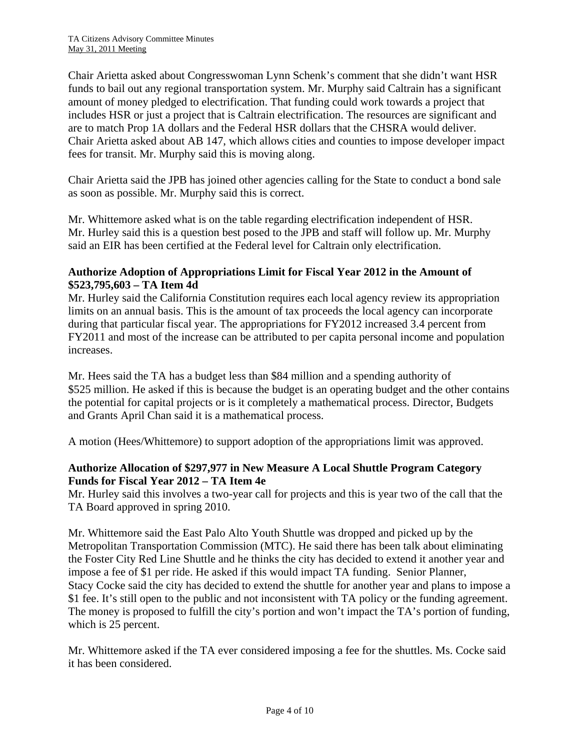Chair Arietta asked about Congresswoman Lynn Schenk's comment that she didn't want HSR funds to bail out any regional transportation system. Mr. Murphy said Caltrain has a significant amount of money pledged to electrification. That funding could work towards a project that includes HSR or just a project that is Caltrain electrification. The resources are significant and are to match Prop 1A dollars and the Federal HSR dollars that the CHSRA would deliver. Chair Arietta asked about AB 147, which allows cities and counties to impose developer impact fees for transit. Mr. Murphy said this is moving along.

Chair Arietta said the JPB has joined other agencies calling for the State to conduct a bond sale as soon as possible. Mr. Murphy said this is correct.

Mr. Whittemore asked what is on the table regarding electrification independent of HSR. Mr. Hurley said this is a question best posed to the JPB and staff will follow up. Mr. Murphy said an EIR has been certified at the Federal level for Caltrain only electrification.

**Authorize Adoption of Appropriations Limit for Fiscal Year 2012 in the Amount of $523,795,603 – TA Item 4d**

Mr. Hurley said the California Constitution requires each local agency review its appropriation limits on an annual basis. This is the amount of tax proceeds the local agency can incorporate during that particular fiscal year. The appropriations for FY2012 increased 3.4 percent from FY2011 and most of the increase can be attributed to per capita personal income and population increases.

Mr. Hees said the TA has a budget less than $84 million and a spending authority of $525 million. He asked if this is because the budget is an operating budget and the other contains the potential for capital projects or is it completely a mathematical process. Director, Budgets and Grants April Chan said it is a mathematical process.

A motion (Hees/Whittemore) to support adoption of the appropriations limit was approved.

**Authorize Allocation of $297,977 in New Measure A Local Shuttle Program Category Funds for Fiscal Year 2012 – TA Item 4e**

Mr. Hurley said this involves a two-year call for projects and this is year two of the call that the TA Board approved in spring 2010.

Mr. Whittemore said the East Palo Alto Youth Shuttle was dropped and picked up by the Metropolitan Transportation Commission (MTC). He said there has been talk about eliminating the Foster City Red Line Shuttle and he thinks the city has decided to extend it another year and impose a fee of $1 per ride. He asked if this would impact TA funding. Senior Planner, Stacy Cocke said the city has decided to extend the shuttle for another year and plans to impose a $1 fee. It's still open to the public and not inconsistent with TA policy or the funding agreement. The money is proposed to fulfill the city's portion and won't impact the TA's portion of funding, which is 25 percent.

Mr. Whittemore asked if the TA ever considered imposing a fee for the shuttles. Ms. Cocke said it has been considered.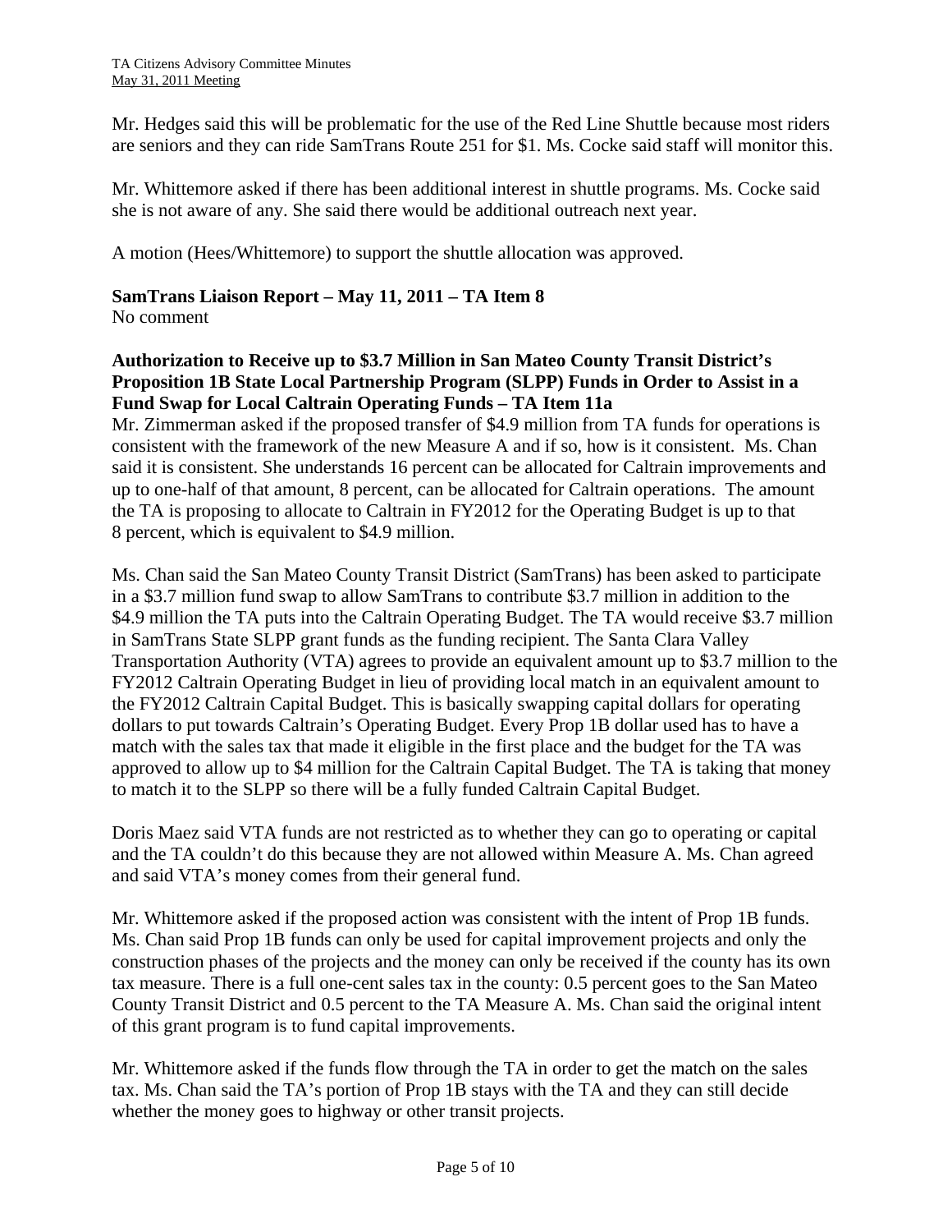Mr. Hedges said this will be problematic for the use of the Red Line Shuttle because most riders are seniors and they can ride SamTrans Route 251 for $1. Ms. Cocke said staff will monitor this.

Mr. Whittemore asked if there has been additional interest in shuttle programs. Ms. Cocke said she is not aware of any. She said there would be additional outreach next year.

A motion (Hees/Whittemore) to support the shuttle allocation was approved.

**SamTrans Liaison Report – May 11, 2011 – TA Item 8**

No comment

**Authorization to Receive up to $3.7 Million in San Mateo County Transit District's Proposition 1B State Local Partnership Program (SLPP) Funds in Order to Assist in a Fund Swap for Local Caltrain Operating Funds – TA Item 11a**

Mr. Zimmerman asked if the proposed transfer of $4.9 million from TA funds for operations is consistent with the framework of the new Measure A and if so, how is it consistent. Ms. Chan said it is consistent. She understands 16 percent can be allocated for Caltrain improvements and up to one-half of that amount, 8 percent, can be allocated for Caltrain operations. The amount the TA is proposing to allocate to Caltrain in FY2012 for the Operating Budget is up to that 8 percent, which is equivalent to $4.9 million.

Ms. Chan said the San Mateo County Transit District (SamTrans) has been asked to participate in a $3.7 million fund swap to allow SamTrans to contribute $3.7 million in addition to the $4.9 million the TA puts into the Caltrain Operating Budget. The TA would receive $3.7 million in SamTrans State SLPP grant funds as the funding recipient. The Santa Clara Valley Transportation Authority (VTA) agrees to provide an equivalent amount up to $3.7 million to the FY2012 Caltrain Operating Budget in lieu of providing local match in an equivalent amount to the FY2012 Caltrain Capital Budget. This is basically swapping capital dollars for operating dollars to put towards Caltrain's Operating Budget. Every Prop 1B dollar used has to have a match with the sales tax that made it eligible in the first place and the budget for the TA was approved to allow up to $4 million for the Caltrain Capital Budget. The TA is taking that money to match it to the SLPP so there will be a fully funded Caltrain Capital Budget.

Doris Maez said VTA funds are not restricted as to whether they can go to operating or capital and the TA couldn't do this because they are not allowed within Measure A. Ms. Chan agreed and said VTA's money comes from their general fund.

Mr. Whittemore asked if the proposed action was consistent with the intent of Prop 1B funds. Ms. Chan said Prop 1B funds can only be used for capital improvement projects and only the construction phases of the projects and the money can only be received if the county has its own tax measure. There is a full one-cent sales tax in the county: 0.5 percent goes to the San Mateo County Transit District and 0.5 percent to the TA Measure A. Ms. Chan said the original intent of this grant program is to fund capital improvements.

Mr. Whittemore asked if the funds flow through the TA in order to get the match on the sales tax. Ms. Chan said the TA's portion of Prop 1B stays with the TA and they can still decide whether the money goes to highway or other transit projects.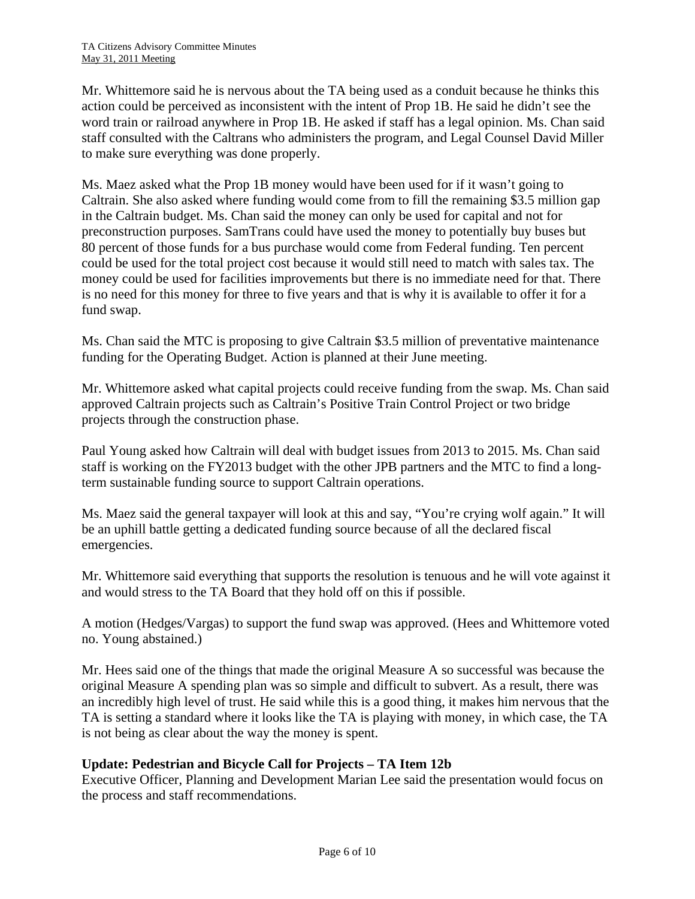Mr. Whittemore said he is nervous about the TA being used as a conduit because he thinks this action could be perceived as inconsistent with the intent of Prop 1B. He said he didn't see the word train or railroad anywhere in Prop 1B. He asked if staff has a legal opinion. Ms. Chan said staff consulted with the Caltrans who administers the program, and Legal Counsel David Miller to make sure everything was done properly.

Ms. Maez asked what the Prop 1B money would have been used for if it wasn't going to Caltrain. She also asked where funding would come from to fill the remaining $3.5 million gap in the Caltrain budget. Ms. Chan said the money can only be used for capital and not for preconstruction purposes. SamTrans could have used the money to potentially buy buses but 80 percent of those funds for a bus purchase would come from Federal funding. Ten percent could be used for the total project cost because it would still need to match with sales tax. The money could be used for facilities improvements but there is no immediate need for that. There is no need for this money for three to five years and that is why it is available to offer it for a fund swap.

Ms. Chan said the MTC is proposing to give Caltrain $3.5 million of preventative maintenance funding for the Operating Budget. Action is planned at their June meeting.

Mr. Whittemore asked what capital projects could receive funding from the swap. Ms. Chan said approved Caltrain projects such as Caltrain's Positive Train Control Project or two bridge projects through the construction phase.

Paul Young asked how Caltrain will deal with budget issues from 2013 to 2015. Ms. Chan said staff is working on the FY2013 budget with the other JPB partners and the MTC to find a long-term sustainable funding source to support Caltrain operations.

Ms. Maez said the general taxpayer will look at this and say, "You're crying wolf again." It will be an uphill battle getting a dedicated funding source because of all the declared fiscal emergencies.

Mr. Whittemore said everything that supports the resolution is tenuous and he will vote against it and would stress to the TA Board that they hold off on this if possible.

A motion (Hedges/Vargas) to support the fund swap was approved. (Hees and Whittemore voted no. Young abstained.)

Mr. Hees said one of the things that made the original Measure A so successful was because the original Measure A spending plan was so simple and difficult to subvert. As a result, there was an incredibly high level of trust. He said while this is a good thing, it makes him nervous that the TA is setting a standard where it looks like the TA is playing with money, in which case, the TA is not being as clear about the way the money is spent.

**Update: Pedestrian and Bicycle Call for Projects – TA Item 12b**

Executive Officer, Planning and Development Marian Lee said the presentation would focus on the process and staff recommendations.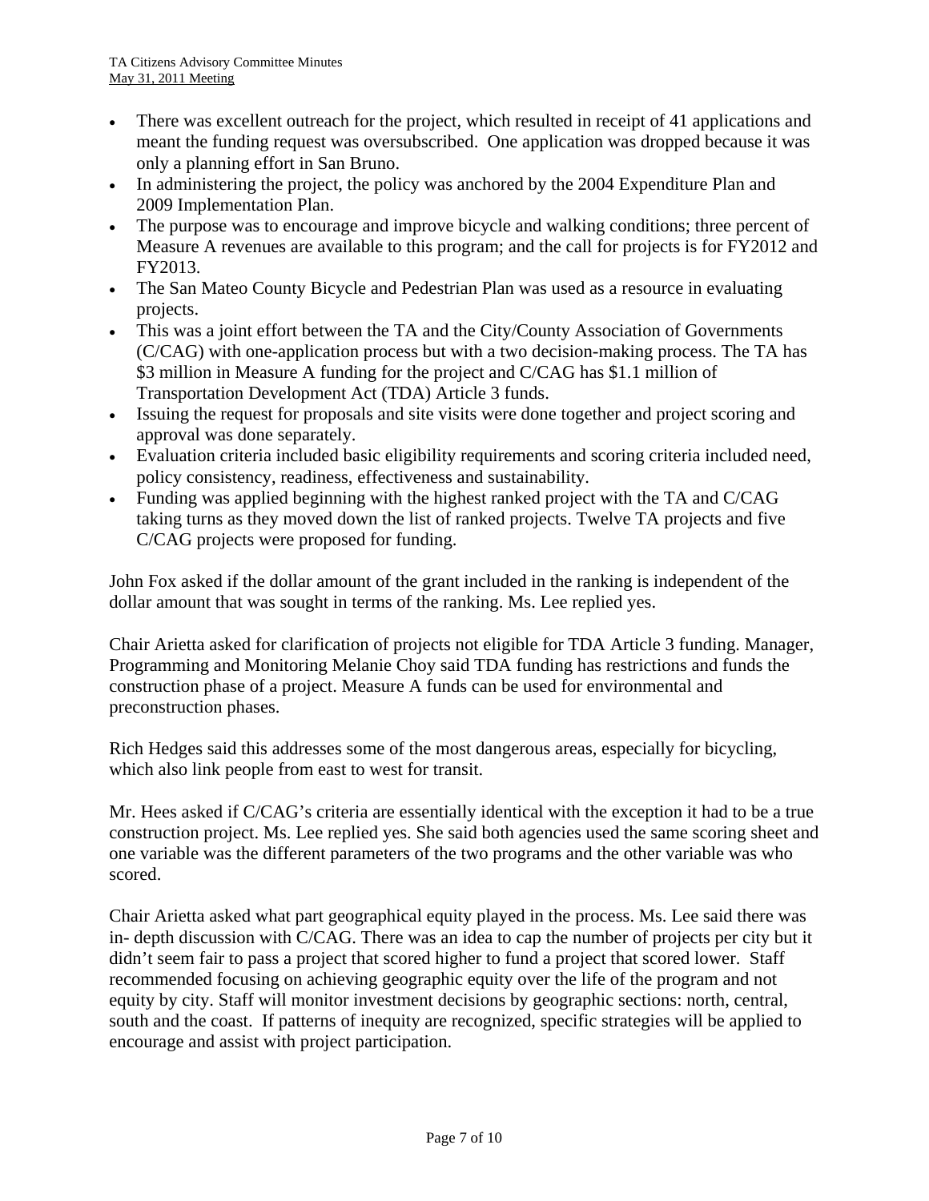- There was excellent outreach for the project, which resulted in receipt of 41 applications and meant the funding request was oversubscribed. One application was dropped because it was only a planning effort in San Bruno.
- In administering the project, the policy was anchored by the 2004 Expenditure Plan and 2009 Implementation Plan.
- The purpose was to encourage and improve bicycle and walking conditions; three percent of Measure A revenues are available to this program; and the call for projects is for FY2012 and FY2013.
- The San Mateo County Bicycle and Pedestrian Plan was used as a resource in evaluating projects.
- This was a joint effort between the TA and the City/County Association of Governments (C/CAG) with one-application process but with a two decision-making process. The TA has $3 million in Measure A funding for the project and C/CAG has $1.1 million of Transportation Development Act (TDA) Article 3 funds.
- Issuing the request for proposals and site visits were done together and project scoring and approval was done separately.
- Evaluation criteria included basic eligibility requirements and scoring criteria included need, policy consistency, readiness, effectiveness and sustainability.
- Funding was applied beginning with the highest ranked project with the TA and C/CAG taking turns as they moved down the list of ranked projects. Twelve TA projects and five C/CAG projects were proposed for funding.

John Fox asked if the dollar amount of the grant included in the ranking is independent of the dollar amount that was sought in terms of the ranking. Ms. Lee replied yes.

Chair Arietta asked for clarification of projects not eligible for TDA Article 3 funding. Manager, Programming and Monitoring Melanie Choy said TDA funding has restrictions and funds the construction phase of a project. Measure A funds can be used for environmental and preconstruction phases.

Rich Hedges said this addresses some of the most dangerous areas, especially for bicycling, which also link people from east to west for transit.

Mr. Hees asked if C/CAG's criteria are essentially identical with the exception it had to be a true construction project. Ms. Lee replied yes. She said both agencies used the same scoring sheet and one variable was the different parameters of the two programs and the other variable was who scored.

Chair Arietta asked what part geographical equity played in the process. Ms. Lee said there was in- depth discussion with C/CAG. There was an idea to cap the number of projects per city but it didn't seem fair to pass a project that scored higher to fund a project that scored lower. Staff recommended focusing on achieving geographic equity over the life of the program and not equity by city. Staff will monitor investment decisions by geographic sections: north, central, south and the coast. If patterns of inequity are recognized, specific strategies will be applied to encourage and assist with project participation.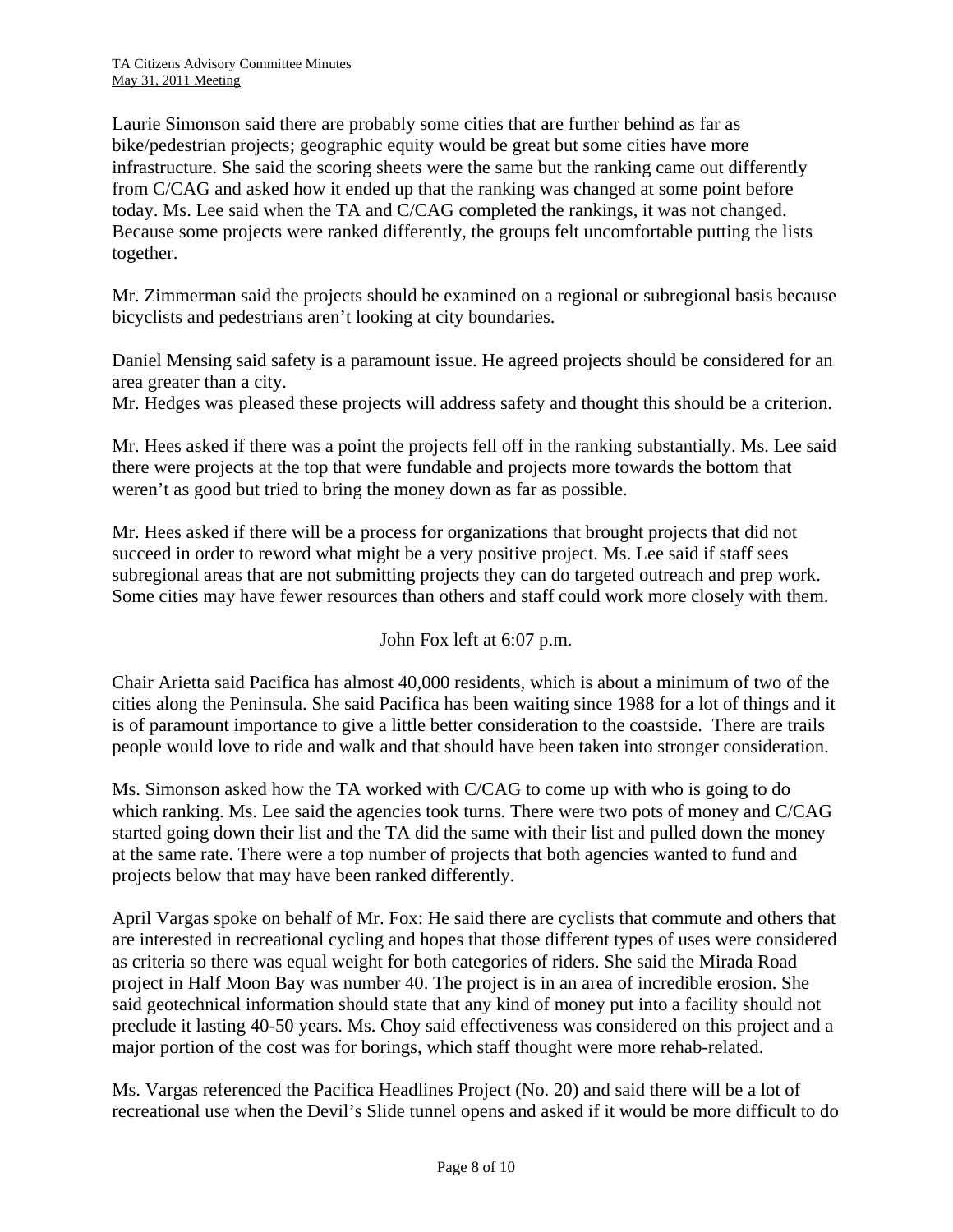Laurie Simonson said there are probably some cities that are further behind as far as bike/pedestrian projects; geographic equity would be great but some cities have more infrastructure. She said the scoring sheets were the same but the ranking came out differently from C/CAG and asked how it ended up that the ranking was changed at some point before today. Ms. Lee said when the TA and C/CAG completed the rankings, it was not changed. Because some projects were ranked differently, the groups felt uncomfortable putting the lists together.

Mr. Zimmerman said the projects should be examined on a regional or subregional basis because bicyclists and pedestrians aren't looking at city boundaries.

Daniel Mensing said safety is a paramount issue. He agreed projects should be considered for an area greater than a city.
Mr. Hedges was pleased these projects will address safety and thought this should be a criterion.

Mr. Hees asked if there was a point the projects fell off in the ranking substantially. Ms. Lee said there were projects at the top that were fundable and projects more towards the bottom that weren't as good but tried to bring the money down as far as possible.

Mr. Hees asked if there will be a process for organizations that brought projects that did not succeed in order to reword what might be a very positive project. Ms. Lee said if staff sees subregional areas that are not submitting projects they can do targeted outreach and prep work. Some cities may have fewer resources than others and staff could work more closely with them.

John Fox left at 6:07 p.m.

Chair Arietta said Pacifica has almost 40,000 residents, which is about a minimum of two of the cities along the Peninsula. She said Pacifica has been waiting since 1988 for a lot of things and it is of paramount importance to give a little better consideration to the coastside. There are trails people would love to ride and walk and that should have been taken into stronger consideration.

Ms. Simonson asked how the TA worked with C/CAG to come up with who is going to do which ranking. Ms. Lee said the agencies took turns. There were two pots of money and C/CAG started going down their list and the TA did the same with their list and pulled down the money at the same rate. There were a top number of projects that both agencies wanted to fund and projects below that may have been ranked differently.

April Vargas spoke on behalf of Mr. Fox: He said there are cyclists that commute and others that are interested in recreational cycling and hopes that those different types of uses were considered as criteria so there was equal weight for both categories of riders. She said the Mirada Road project in Half Moon Bay was number 40. The project is in an area of incredible erosion. She said geotechnical information should state that any kind of money put into a facility should not preclude it lasting 40-50 years. Ms. Choy said effectiveness was considered on this project and a major portion of the cost was for borings, which staff thought were more rehab-related.

Ms. Vargas referenced the Pacifica Headlines Project (No. 20) and said there will be a lot of recreational use when the Devil's Slide tunnel opens and asked if it would be more difficult to do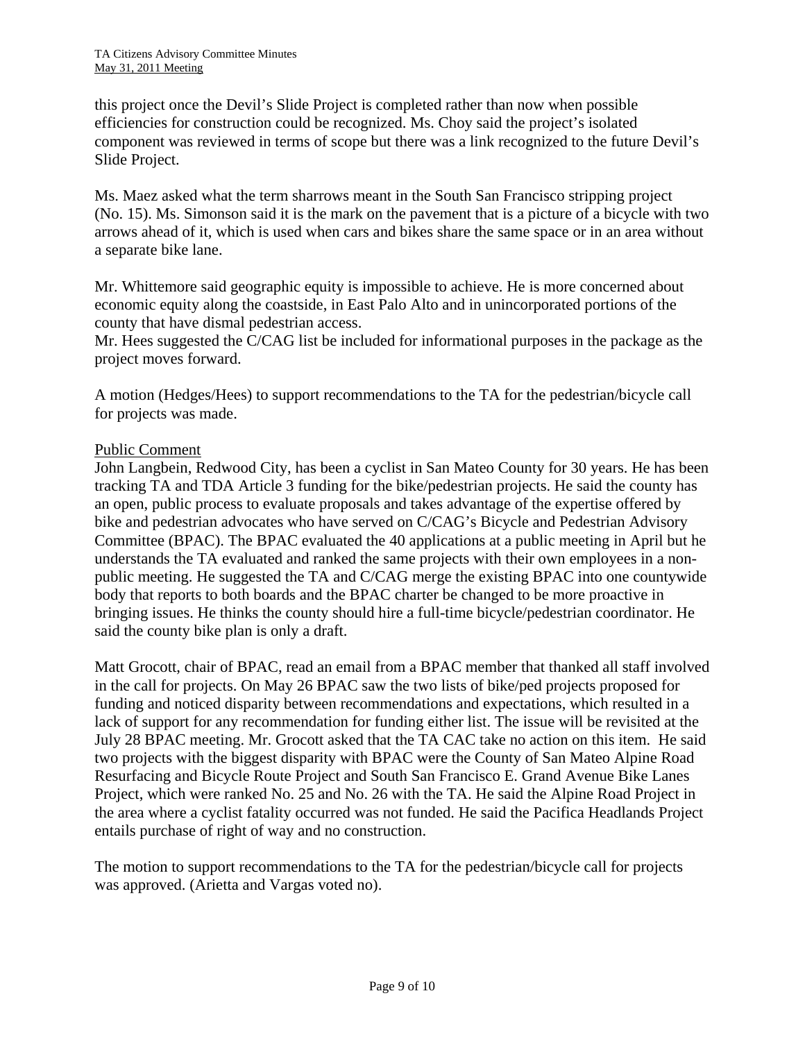this project once the Devil's Slide Project is completed rather than now when possible efficiencies for construction could be recognized. Ms. Choy said the project's isolated component was reviewed in terms of scope but there was a link recognized to the future Devil's Slide Project.

Ms. Maez asked what the term sharrows meant in the South San Francisco stripping project (No. 15). Ms. Simonson said it is the mark on the pavement that is a picture of a bicycle with two arrows ahead of it, which is used when cars and bikes share the same space or in an area without a separate bike lane.

Mr. Whittemore said geographic equity is impossible to achieve. He is more concerned about economic equity along the coastside, in East Palo Alto and in unincorporated portions of the county that have dismal pedestrian access.
Mr. Hees suggested the C/CAG list be included for informational purposes in the package as the project moves forward.

A motion (Hedges/Hees) to support recommendations to the TA for the pedestrian/bicycle call for projects was made.

Public Comment

John Langbein, Redwood City, has been a cyclist in San Mateo County for 30 years. He has been tracking TA and TDA Article 3 funding for the bike/pedestrian projects. He said the county has an open, public process to evaluate proposals and takes advantage of the expertise offered by bike and pedestrian advocates who have served on C/CAG's Bicycle and Pedestrian Advisory Committee (BPAC). The BPAC evaluated the 40 applications at a public meeting in April but he understands the TA evaluated and ranked the same projects with their own employees in a non-public meeting. He suggested the TA and C/CAG merge the existing BPAC into one countywide body that reports to both boards and the BPAC charter be changed to be more proactive in bringing issues. He thinks the county should hire a full-time bicycle/pedestrian coordinator. He said the county bike plan is only a draft.

Matt Grocott, chair of BPAC, read an email from a BPAC member that thanked all staff involved in the call for projects. On May 26 BPAC saw the two lists of bike/ped projects proposed for funding and noticed disparity between recommendations and expectations, which resulted in a lack of support for any recommendation for funding either list. The issue will be revisited at the July 28 BPAC meeting. Mr. Grocott asked that the TA CAC take no action on this item. He said two projects with the biggest disparity with BPAC were the County of San Mateo Alpine Road Resurfacing and Bicycle Route Project and South San Francisco E. Grand Avenue Bike Lanes Project, which were ranked No. 25 and No. 26 with the TA. He said the Alpine Road Project in the area where a cyclist fatality occurred was not funded. He said the Pacifica Headlands Project entails purchase of right of way and no construction.

The motion to support recommendations to the TA for the pedestrian/bicycle call for projects was approved. (Arietta and Vargas voted no).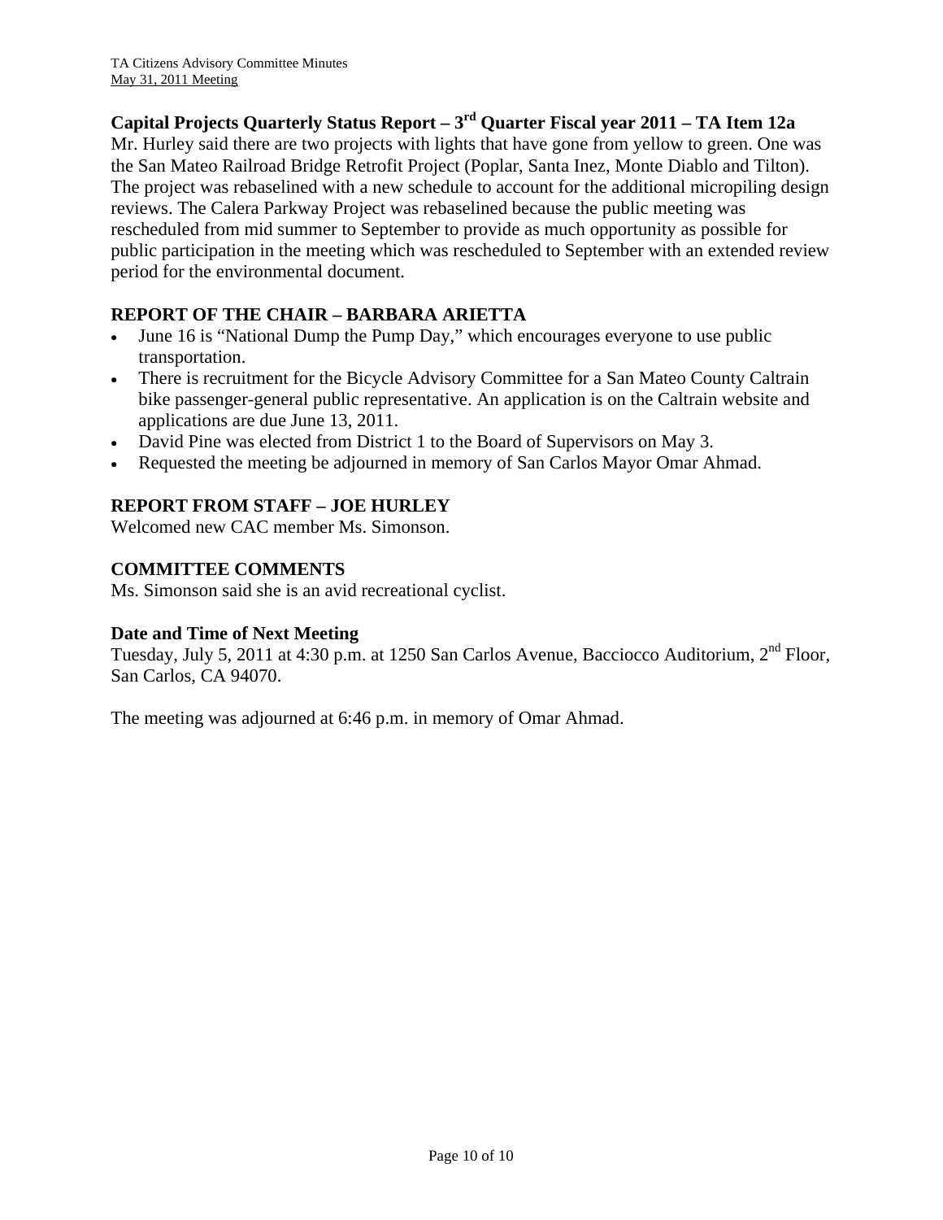**Capital Projects Quarterly Status Report – 3rd Quarter Fiscal year 2011 – TA Item 12a**

Mr. Hurley said there are two projects with lights that have gone from yellow to green. One was the San Mateo Railroad Bridge Retrofit Project (Poplar, Santa Inez, Monte Diablo and Tilton). The project was rebaselined with a new schedule to account for the additional micropiling design reviews. The Calera Parkway Project was rebaselined because the public meeting was rescheduled from mid summer to September to provide as much opportunity as possible for public participation in the meeting which was rescheduled to September with an extended review period for the environmental document.

**REPORT OF THE CHAIR – BARBARA ARIETTA**

- June 16 is "National Dump the Pump Day," which encourages everyone to use public transportation.
- There is recruitment for the Bicycle Advisory Committee for a San Mateo County Caltrain bike passenger-general public representative. An application is on the Caltrain website and applications are due June 13, 2011.
- David Pine was elected from District 1 to the Board of Supervisors on May 3.
- Requested the meeting be adjourned in memory of San Carlos Mayor Omar Ahmad.

**REPORT FROM STAFF – JOE HURLEY**

Welcomed new CAC member Ms. Simonson.

**COMMITTEE COMMENTS**

Ms. Simonson said she is an avid recreational cyclist.

**Date and Time of Next Meeting**

Tuesday, July 5, 2011 at 4:30 p.m. at 1250 San Carlos Avenue, Bacciocco Auditorium, 2nd Floor, San Carlos, CA 94070.

The meeting was adjourned at 6:46 p.m. in memory of Omar Ahmad.